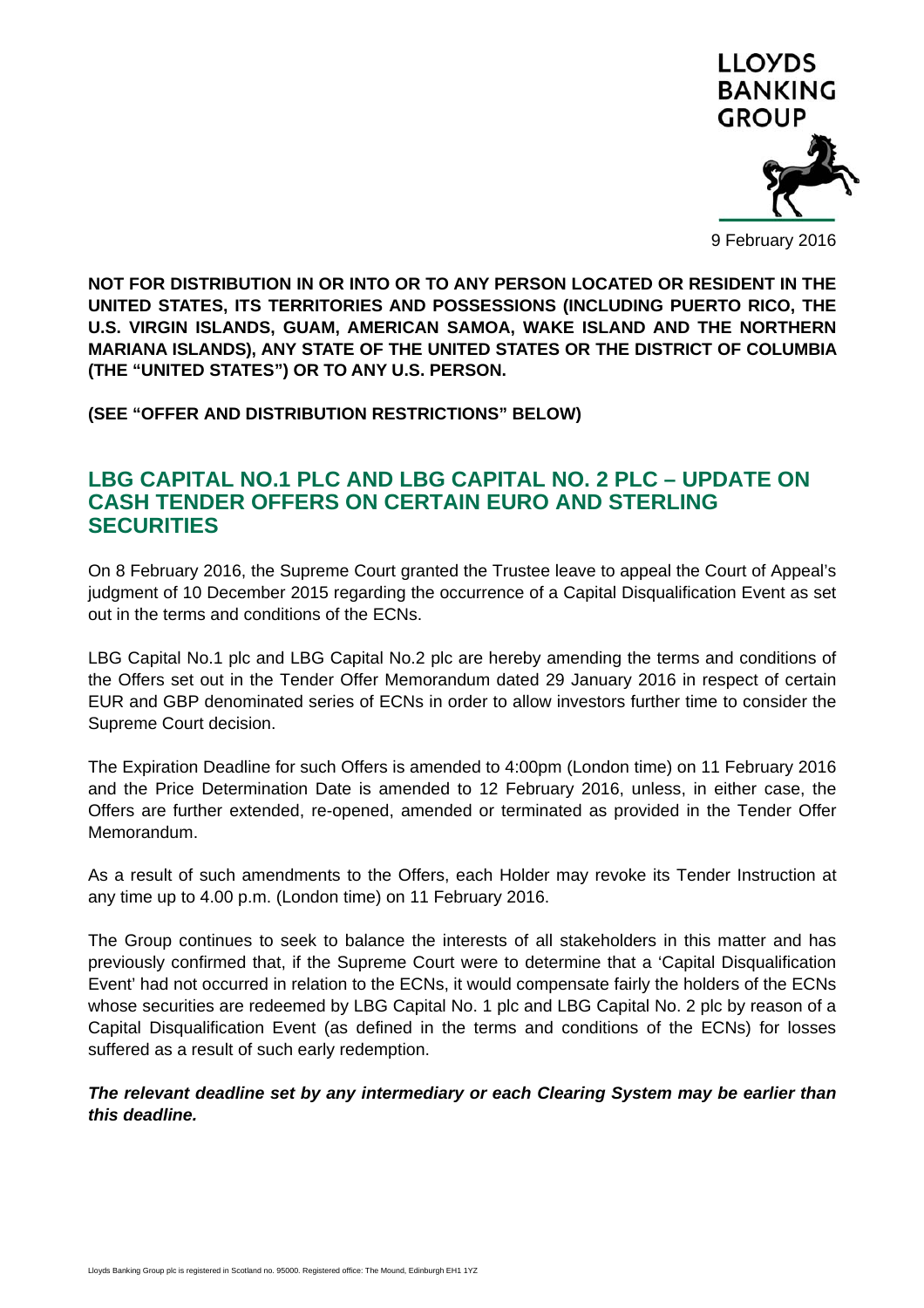LLOYDS BANKING GROUP

9 February 2016

**NOT FOR DISTRIBUTION IN OR INTO OR TO ANY PERSON LOCATED OR RESIDENT IN THE UNITED STATES, ITS TERRITORIES AND POSSESSIONS (INCLUDING PUERTO RICO, THE U.S. VIRGIN ISLANDS, GUAM, AMERICAN SAMOA, WAKE ISLAND AND THE NORTHERN MARIANA ISLANDS), ANY STATE OF THE UNITED STATES OR THE DISTRICT OF COLUMBIA (THE "UNITED STATES") OR TO ANY U.S. PERSON.**

**(SEE "OFFER AND DISTRIBUTION RESTRICTIONS" BELOW)**

## LBG CAPITAL NO.1 PLC AND LBG CAPITAL NO. 2 PLC – UPDATE ON CASH TENDER OFFERS ON CERTAIN EURO AND STERLING SECURITIES

On 8 February 2016, the Supreme Court granted the Trustee leave to appeal the Court of Appeal's judgment of 10 December 2015 regarding the occurrence of a Capital Disqualification Event as set out in the terms and conditions of the ECNs.

LBG Capital No.1 plc and LBG Capital No.2 plc are hereby amending the terms and conditions of the Offers set out in the Tender Offer Memorandum dated 29 January 2016 in respect of certain EUR and GBP denominated series of ECNs in order to allow investors further time to consider the Supreme Court decision.

The Expiration Deadline for such Offers is amended to 4:00pm (London time) on 11 February 2016 and the Price Determination Date is amended to 12 February 2016, unless, in either case, the Offers are further extended, re-opened, amended or terminated as provided in the Tender Offer Memorandum.

As a result of such amendments to the Offers, each Holder may revoke its Tender Instruction at any time up to 4.00 p.m. (London time) on 11 February 2016.

The Group continues to seek to balance the interests of all stakeholders in this matter and has previously confirmed that, if the Supreme Court were to determine that a 'Capital Disqualification Event' had not occurred in relation to the ECNs, it would compensate fairly the holders of the ECNs whose securities are redeemed by LBG Capital No. 1 plc and LBG Capital No. 2 plc by reason of a Capital Disqualification Event (as defined in the terms and conditions of the ECNs) for losses suffered as a result of such early redemption.

***The relevant deadline set by any intermediary or each Clearing System may be earlier than this deadline.***

Lloyds Banking Group plc is registered in Scotland no. 95000. Registered office: The Mound, Edinburgh EH1 1YZ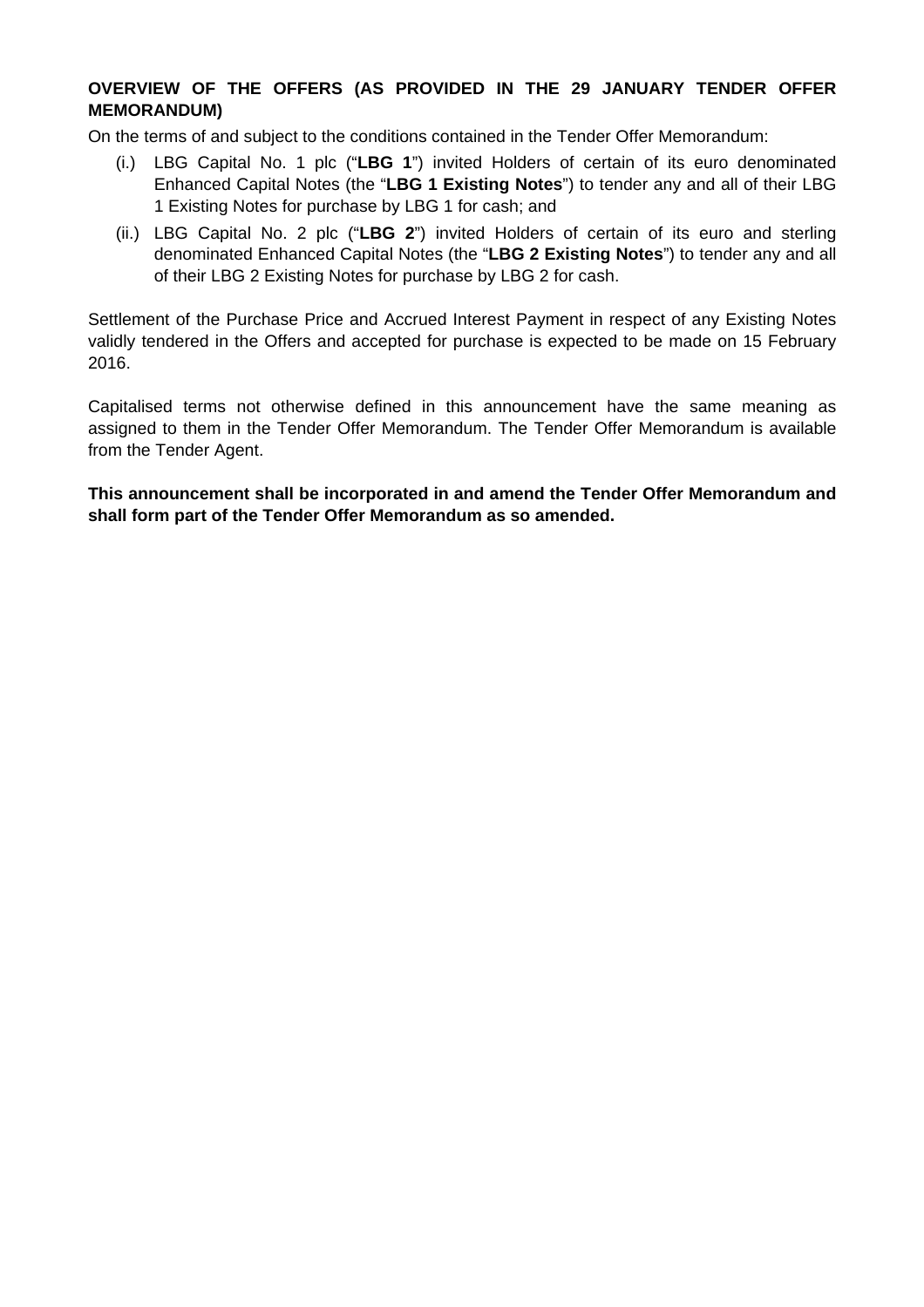**OVERVIEW OF THE OFFERS (AS PROVIDED IN THE 29 JANUARY TENDER OFFER MEMORANDUM)**

On the terms of and subject to the conditions contained in the Tender Offer Memorandum:

(i.) LBG Capital No. 1 plc ("**LBG 1**") invited Holders of certain of its euro denominated Enhanced Capital Notes (the "**LBG 1 Existing Notes**") to tender any and all of their LBG 1 Existing Notes for purchase by LBG 1 for cash; and

(ii.) LBG Capital No. 2 plc ("**LBG 2**") invited Holders of certain of its euro and sterling denominated Enhanced Capital Notes (the "**LBG 2 Existing Notes**") to tender any and all of their LBG 2 Existing Notes for purchase by LBG 2 for cash.

Settlement of the Purchase Price and Accrued Interest Payment in respect of any Existing Notes validly tendered in the Offers and accepted for purchase is expected to be made on 15 February 2016.

Capitalised terms not otherwise defined in this announcement have the same meaning as assigned to them in the Tender Offer Memorandum. The Tender Offer Memorandum is available from the Tender Agent.

**This announcement shall be incorporated in and amend the Tender Offer Memorandum and shall form part of the Tender Offer Memorandum as so amended.**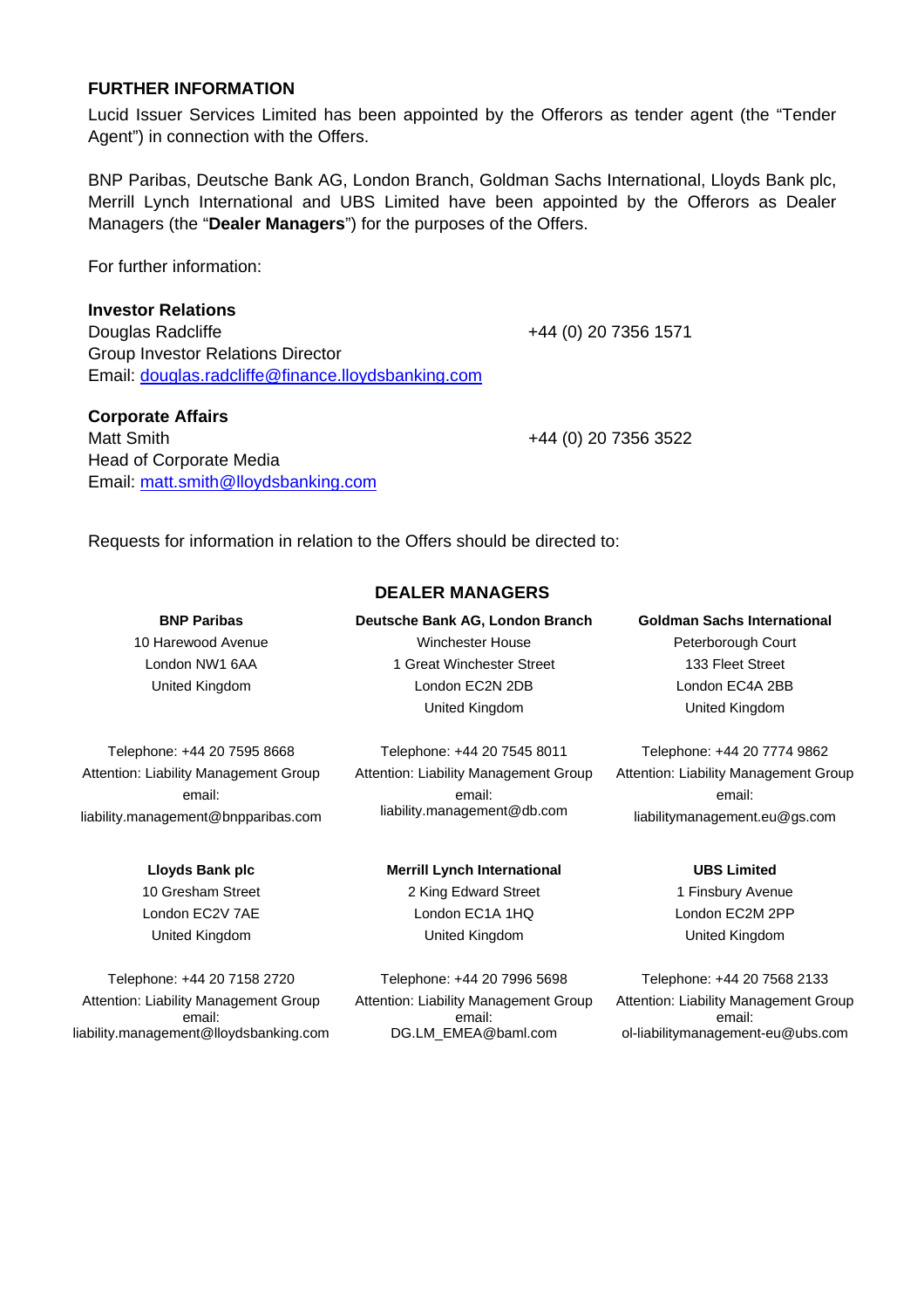## FURTHER INFORMATION

Lucid Issuer Services Limited has been appointed by the Offerors as tender agent (the "Tender Agent") in connection with the Offers.

BNP Paribas, Deutsche Bank AG, London Branch, Goldman Sachs International, Lloyds Bank plc, Merrill Lynch International and UBS Limited have been appointed by the Offerors as Dealer Managers (the "**Dealer Managers**") for the purposes of the Offers.

For further information:

**Investor Relations**
Douglas Radcliffe — +44 (0) 20 7356 1571
Group Investor Relations Director
Email: douglas.radcliffe@finance.lloydsbanking.com

**Corporate Affairs**
Matt Smith — +44 (0) 20 7356 3522
Head of Corporate Media
Email: matt.smith@lloydsbanking.com

Requests for information in relation to the Offers should be directed to:

### DEALER MANAGERS

**BNP Paribas**
10 Harewood Avenue
London NW1 6AA
United Kingdom

Telephone: +44 20 7595 8668
Attention: Liability Management Group
email:
liability.management@bnpparibas.com

**Deutsche Bank AG, London Branch**
Winchester House
1 Great Winchester Street
London EC2N 2DB
United Kingdom

Telephone: +44 20 7545 8011
Attention: Liability Management Group
email:
liability.management@db.com

**Goldman Sachs International**
Peterborough Court
133 Fleet Street
London EC4A 2BB
United Kingdom

Telephone: +44 20 7774 9862
Attention: Liability Management Group
email:
liabilitymanagement.eu@gs.com

**Lloyds Bank plc**
10 Gresham Street
London EC2V 7AE
United Kingdom

Telephone: +44 20 7158 2720
Attention: Liability Management Group
email:
liability.management@lloydsbanking.com

**Merrill Lynch International**
2 King Edward Street
London EC1A 1HQ
United Kingdom

Telephone: +44 20 7996 5698
Attention: Liability Management Group
email:
DG.LM_EMEA@baml.com

**UBS Limited**
1 Finsbury Avenue
London EC2M 2PP
United Kingdom

Telephone: +44 20 7568 2133
Attention: Liability Management Group
email:
ol-liabilitymanagement-eu@ubs.com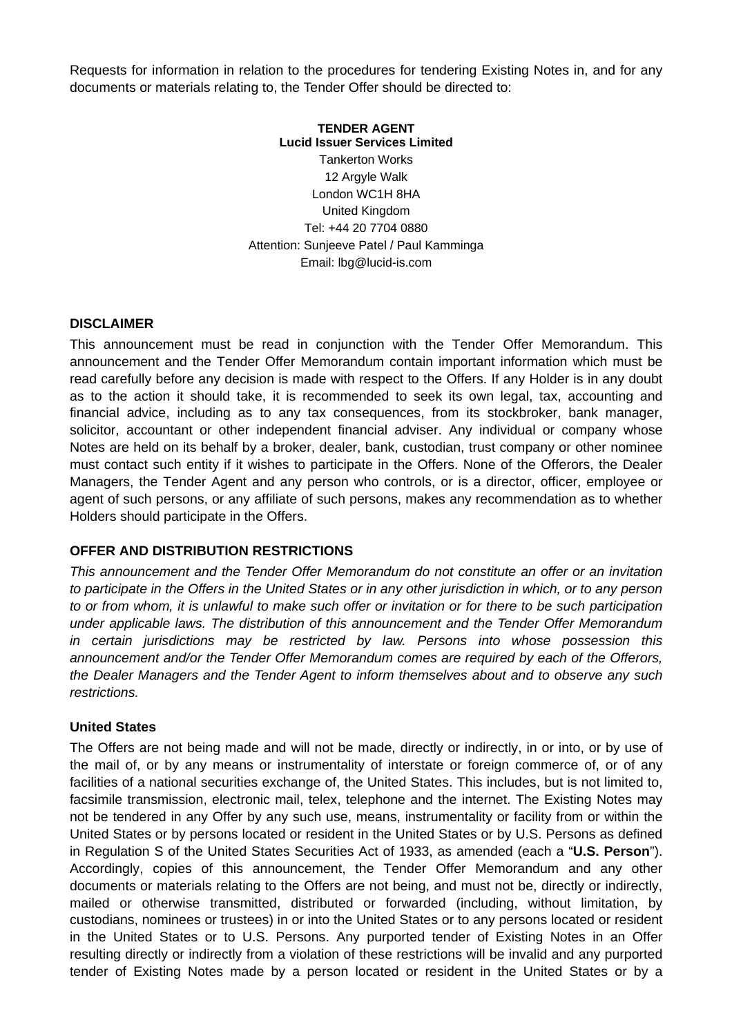Requests for information in relation to the procedures for tendering Existing Notes in, and for any documents or materials relating to, the Tender Offer should be directed to:

**TENDER AGENT**
**Lucid Issuer Services Limited**
Tankerton Works
12 Argyle Walk
London WC1H 8HA
United Kingdom
Tel: +44 20 7704 0880
Attention: Sunjeeve Patel / Paul Kamminga
Email: lbg@lucid-is.com

**DISCLAIMER**

This announcement must be read in conjunction with the Tender Offer Memorandum. This announcement and the Tender Offer Memorandum contain important information which must be read carefully before any decision is made with respect to the Offers. If any Holder is in any doubt as to the action it should take, it is recommended to seek its own legal, tax, accounting and financial advice, including as to any tax consequences, from its stockbroker, bank manager, solicitor, accountant or other independent financial adviser. Any individual or company whose Notes are held on its behalf by a broker, dealer, bank, custodian, trust company or other nominee must contact such entity if it wishes to participate in the Offers. None of the Offerors, the Dealer Managers, the Tender Agent and any person who controls, or is a director, officer, employee or agent of such persons, or any affiliate of such persons, makes any recommendation as to whether Holders should participate in the Offers.

**OFFER AND DISTRIBUTION RESTRICTIONS**

*This announcement and the Tender Offer Memorandum do not constitute an offer or an invitation to participate in the Offers in the United States or in any other jurisdiction in which, or to any person to or from whom, it is unlawful to make such offer or invitation or for there to be such participation under applicable laws. The distribution of this announcement and the Tender Offer Memorandum in certain jurisdictions may be restricted by law. Persons into whose possession this announcement and/or the Tender Offer Memorandum comes are required by each of the Offerors, the Dealer Managers and the Tender Agent to inform themselves about and to observe any such restrictions.*

**United States**

The Offers are not being made and will not be made, directly or indirectly, in or into, or by use of the mail of, or by any means or instrumentality of interstate or foreign commerce of, or of any facilities of a national securities exchange of, the United States. This includes, but is not limited to, facsimile transmission, electronic mail, telex, telephone and the internet. The Existing Notes may not be tendered in any Offer by any such use, means, instrumentality or facility from or within the United States or by persons located or resident in the United States or by U.S. Persons as defined in Regulation S of the United States Securities Act of 1933, as amended (each a "**U.S. Person**"). Accordingly, copies of this announcement, the Tender Offer Memorandum and any other documents or materials relating to the Offers are not being, and must not be, directly or indirectly, mailed or otherwise transmitted, distributed or forwarded (including, without limitation, by custodians, nominees or trustees) in or into the United States or to any persons located or resident in the United States or to U.S. Persons. Any purported tender of Existing Notes in an Offer resulting directly or indirectly from a violation of these restrictions will be invalid and any purported tender of Existing Notes made by a person located or resident in the United States or by a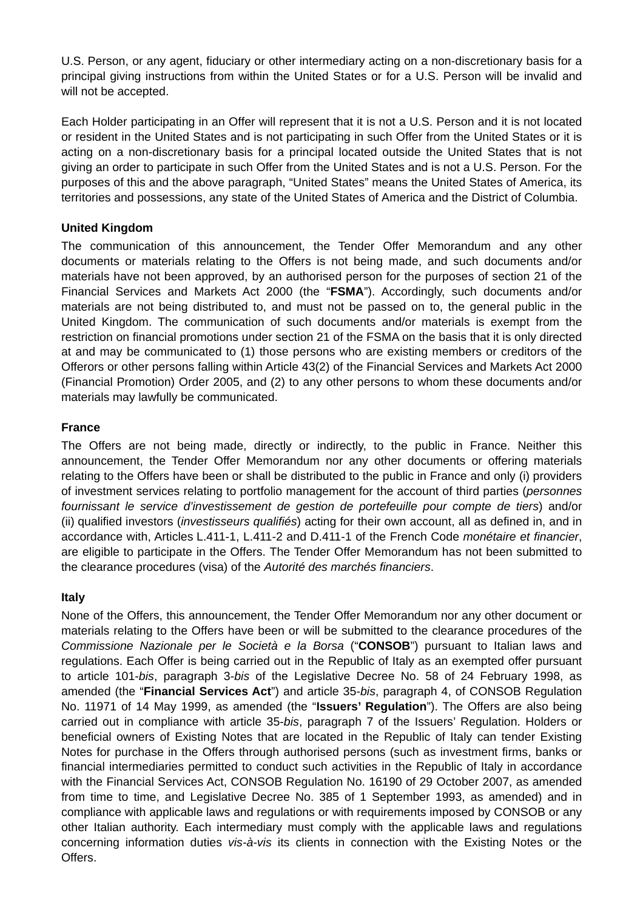U.S. Person, or any agent, fiduciary or other intermediary acting on a non-discretionary basis for a principal giving instructions from within the United States or for a U.S. Person will be invalid and will not be accepted.

Each Holder participating in an Offer will represent that it is not a U.S. Person and it is not located or resident in the United States and is not participating in such Offer from the United States or it is acting on a non-discretionary basis for a principal located outside the United States that is not giving an order to participate in such Offer from the United States and is not a U.S. Person. For the purposes of this and the above paragraph, "United States" means the United States of America, its territories and possessions, any state of the United States of America and the District of Columbia.

**United Kingdom**

The communication of this announcement, the Tender Offer Memorandum and any other documents or materials relating to the Offers is not being made, and such documents and/or materials have not been approved, by an authorised person for the purposes of section 21 of the Financial Services and Markets Act 2000 (the "**FSMA**"). Accordingly, such documents and/or materials are not being distributed to, and must not be passed on to, the general public in the United Kingdom. The communication of such documents and/or materials is exempt from the restriction on financial promotions under section 21 of the FSMA on the basis that it is only directed at and may be communicated to (1) those persons who are existing members or creditors of the Offerors or other persons falling within Article 43(2) of the Financial Services and Markets Act 2000 (Financial Promotion) Order 2005, and (2) to any other persons to whom these documents and/or materials may lawfully be communicated.

**France**

The Offers are not being made, directly or indirectly, to the public in France. Neither this announcement, the Tender Offer Memorandum nor any other documents or offering materials relating to the Offers have been or shall be distributed to the public in France and only (i) providers of investment services relating to portfolio management for the account of third parties (*personnes fournissant le service d'investissement de gestion de portefeuille pour compte de tiers*) and/or (ii) qualified investors (*investisseurs qualifiés*) acting for their own account, all as defined in, and in accordance with, Articles L.411-1, L.411-2 and D.411-1 of the French Code *monétaire et financier*, are eligible to participate in the Offers. The Tender Offer Memorandum has not been submitted to the clearance procedures (visa) of the *Autorité des marchés financiers*.

**Italy**

None of the Offers, this announcement, the Tender Offer Memorandum nor any other document or materials relating to the Offers have been or will be submitted to the clearance procedures of the *Commissione Nazionale per le Società e la Borsa* ("**CONSOB**") pursuant to Italian laws and regulations. Each Offer is being carried out in the Republic of Italy as an exempted offer pursuant to article 101-*bis*, paragraph 3-*bis* of the Legislative Decree No. 58 of 24 February 1998, as amended (the "**Financial Services Act**") and article 35-*bis*, paragraph 4, of CONSOB Regulation No. 11971 of 14 May 1999, as amended (the "**Issuers' Regulation**"). The Offers are also being carried out in compliance with article 35-*bis*, paragraph 7 of the Issuers' Regulation. Holders or beneficial owners of Existing Notes that are located in the Republic of Italy can tender Existing Notes for purchase in the Offers through authorised persons (such as investment firms, banks or financial intermediaries permitted to conduct such activities in the Republic of Italy in accordance with the Financial Services Act, CONSOB Regulation No. 16190 of 29 October 2007, as amended from time to time, and Legislative Decree No. 385 of 1 September 1993, as amended) and in compliance with applicable laws and regulations or with requirements imposed by CONSOB or any other Italian authority. Each intermediary must comply with the applicable laws and regulations concerning information duties *vis-à-vis* its clients in connection with the Existing Notes or the Offers.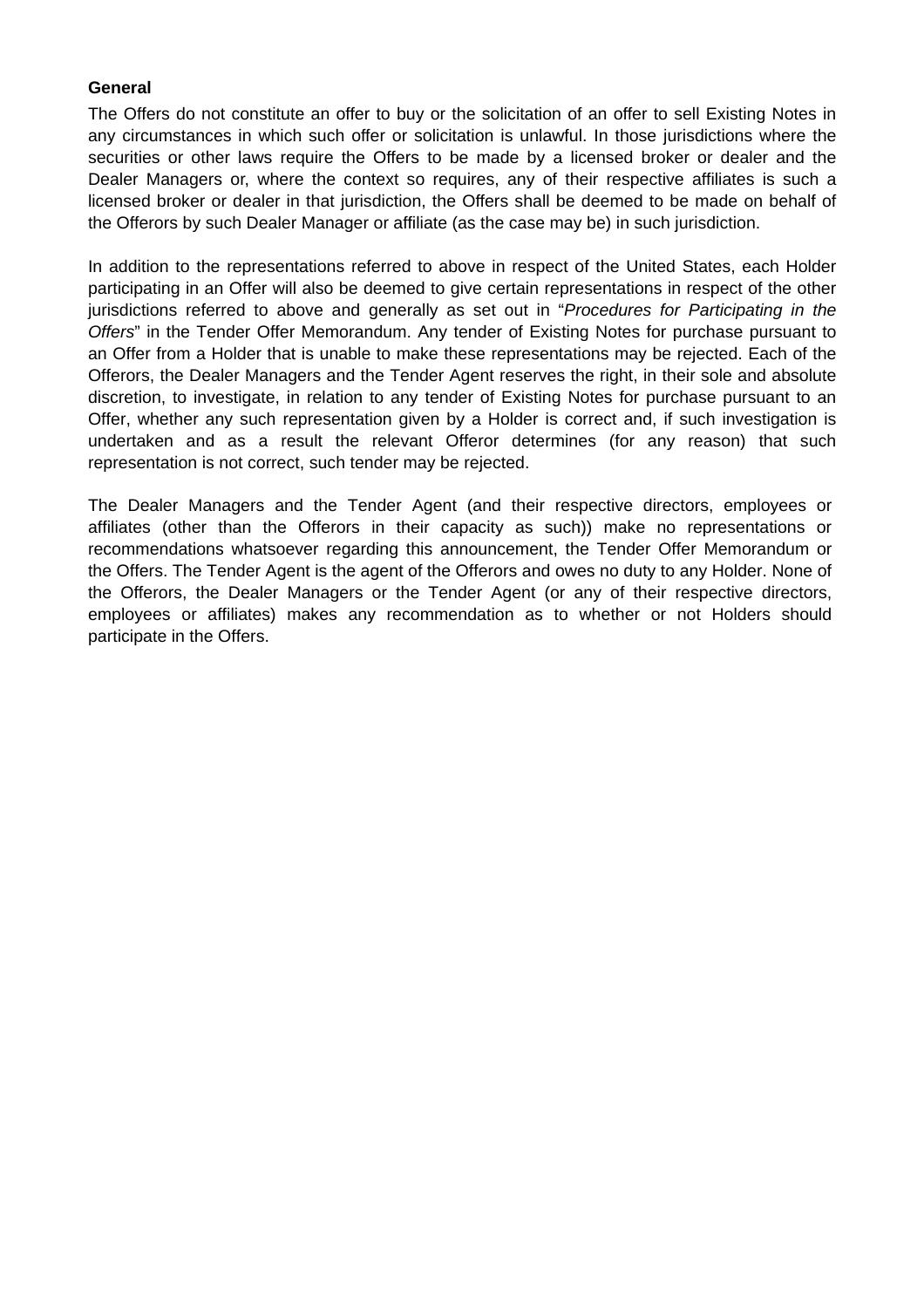**General**

The Offers do not constitute an offer to buy or the solicitation of an offer to sell Existing Notes in any circumstances in which such offer or solicitation is unlawful. In those jurisdictions where the securities or other laws require the Offers to be made by a licensed broker or dealer and the Dealer Managers or, where the context so requires, any of their respective affiliates is such a licensed broker or dealer in that jurisdiction, the Offers shall be deemed to be made on behalf of the Offerors by such Dealer Manager or affiliate (as the case may be) in such jurisdiction.

In addition to the representations referred to above in respect of the United States, each Holder participating in an Offer will also be deemed to give certain representations in respect of the other jurisdictions referred to above and generally as set out in "*Procedures for Participating in the Offers*" in the Tender Offer Memorandum. Any tender of Existing Notes for purchase pursuant to an Offer from a Holder that is unable to make these representations may be rejected. Each of the Offerors, the Dealer Managers and the Tender Agent reserves the right, in their sole and absolute discretion, to investigate, in relation to any tender of Existing Notes for purchase pursuant to an Offer, whether any such representation given by a Holder is correct and, if such investigation is undertaken and as a result the relevant Offeror determines (for any reason) that such representation is not correct, such tender may be rejected.

The Dealer Managers and the Tender Agent (and their respective directors, employees or affiliates (other than the Offerors in their capacity as such)) make no representations or recommendations whatsoever regarding this announcement, the Tender Offer Memorandum or the Offers. The Tender Agent is the agent of the Offerors and owes no duty to any Holder. None of the Offerors, the Dealer Managers or the Tender Agent (or any of their respective directors, employees or affiliates) makes any recommendation as to whether or not Holders should participate in the Offers.